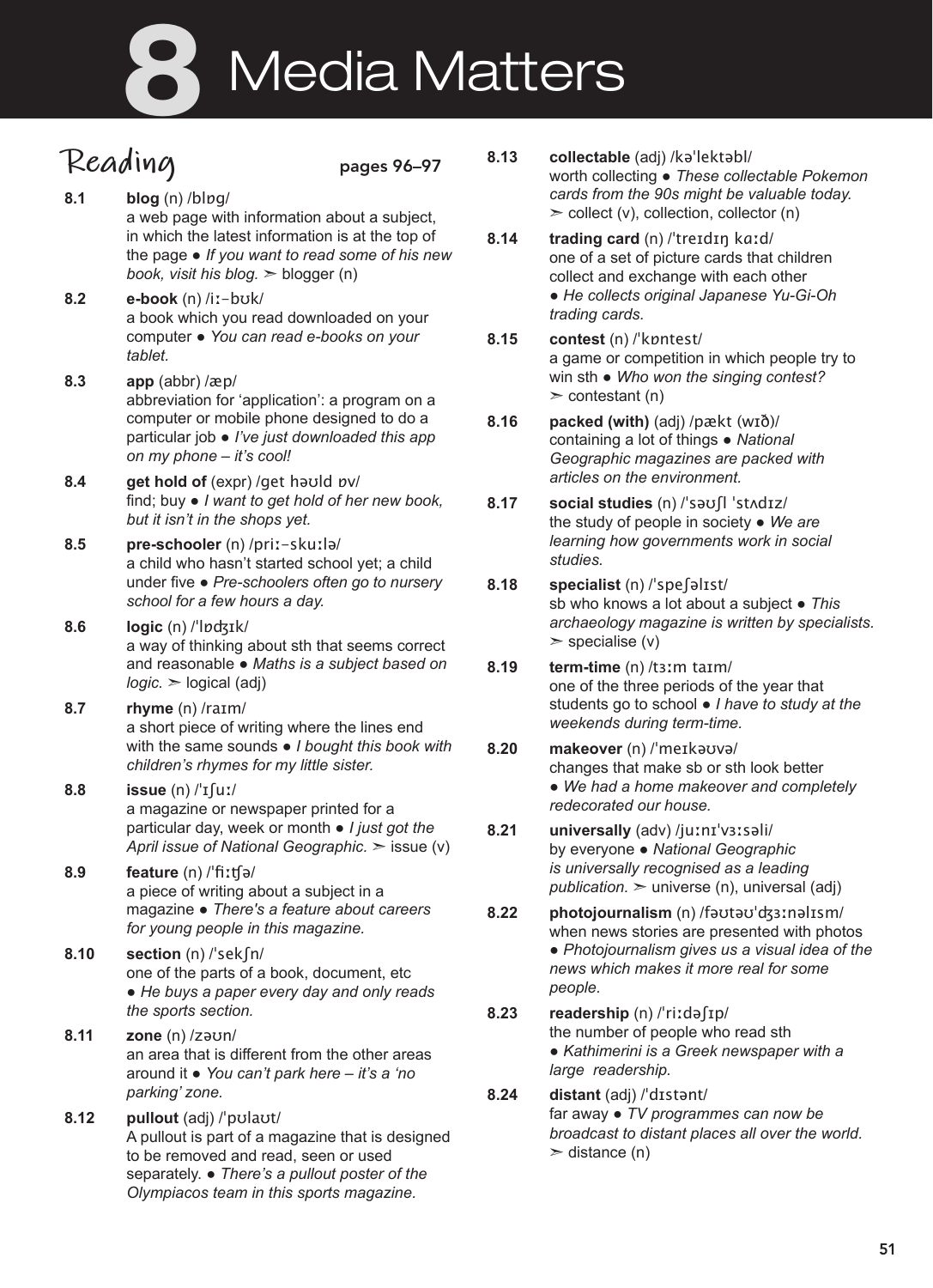# 8 Media Matters

## Reading

pages 96–97

**8.1** **blog** (n) /blɒɡ/
a web page with information about a subject, in which the latest information is at the top of the page ● *If you want to read some of his new book, visit his blog.* ➣ blogger (n)

**8.2** **e-book** (n) /iː–bʊk/
a book which you read downloaded on your computer ● *You can read e-books on your tablet.*

**8.3** **app** (abbr) /æp/
abbreviation for 'application': a program on a computer or mobile phone designed to do a particular job ● *I've just downloaded this app on my phone – it's cool!*

**8.4** **get hold of** (expr) /ɡet həʊld ɒv/
find; buy ● *I want to get hold of her new book, but it isn't in the shops yet.*

**8.5** **pre-schooler** (n) /priː–skuːlə/
a child who hasn't started school yet; a child under five ● *Pre-schoolers often go to nursery school for a few hours a day.*

**8.6** **logic** (n) /ˈlɒdʒɪk/
a way of thinking about sth that seems correct and reasonable ● *Maths is a subject based on logic.* ➣ logical (adj)

**8.7** **rhyme** (n) /raɪm/
a short piece of writing where the lines end with the same sounds ● *I bought this book with children's rhymes for my little sister.*

**8.8** **issue** (n) /ˈɪʃuː/
a magazine or newspaper printed for a particular day, week or month ● *I just got the April issue of National Geographic.* ➣ issue (v)

**8.9** **feature** (n) /ˈfiːtʃə/
a piece of writing about a subject in a magazine ● *There's a feature about careers for young people in this magazine.*

**8.10** **section** (n) /ˈsekʃn/
one of the parts of a book, document, etc ● *He buys a paper every day and only reads the sports section.*

**8.11** **zone** (n) /zəʊn/
an area that is different from the other areas around it ● *You can't park here – it's a 'no parking' zone.*

**8.12** **pullout** (adj) /ˈpʊlaʊt/
A pullout is part of a magazine that is designed to be removed and read, seen or used separately. ● *There's a pullout poster of the Olympiacos team in this sports magazine.*

**8.13** **collectable** (adj) /kəˈlektəbl/
worth collecting ● *These collectable Pokemon cards from the 90s might be valuable today.* ➣ collect (v), collection, collector (n)

**8.14** **trading card** (n) /ˈtreɪdɪŋ kɑːd/
one of a set of picture cards that children collect and exchange with each other ● *He collects original Japanese Yu-Gi-Oh trading cards.*

**8.15** **contest** (n) /ˈkɒntest/
a game or competition in which people try to win sth ● *Who won the singing contest?* ➣ contestant (n)

**8.16** **packed (with)** (adj) /pækt (wɪð)/
containing a lot of things ● *National Geographic magazines are packed with articles on the environment.*

**8.17** **social studies** (n) /ˈsəʊʃl ˈstʌdɪz/
the study of people in society ● *We are learning how governments work in social studies.*

**8.18** **specialist** (n) /ˈspeʃəlɪst/
sb who knows a lot about a subject ● *This archaeology magazine is written by specialists.* ➣ specialise (v)

**8.19** **term-time** (n) /tɜːm taɪm/
one of the three periods of the year that students go to school ● *I have to study at the weekends during term-time.*

**8.20** **makeover** (n) /ˈmeɪkəʊvə/
changes that make sb or sth look better ● *We had a home makeover and completely redecorated our house.*

**8.21** **universally** (adv) /juːnɪˈvɜːsəli/
by everyone ● *National Geographic is universally recognised as a leading publication.* ➣ universe (n), universal (adj)

**8.22** **photojournalism** (n) /fəʊtəʊˈdʒɜːnəlɪsm/
when news stories are presented with photos ● *Photojournalism gives us a visual idea of the news which makes it more real for some people.*

**8.23** **readership** (n) /ˈriːdəʃɪp/
the number of people who read sth ● *Kathimerini is a Greek newspaper with a large readership.*

**8.24** **distant** (adj) /ˈdɪstənt/
far away ● *TV programmes can now be broadcast to distant places all over the world.* ➣ distance (n)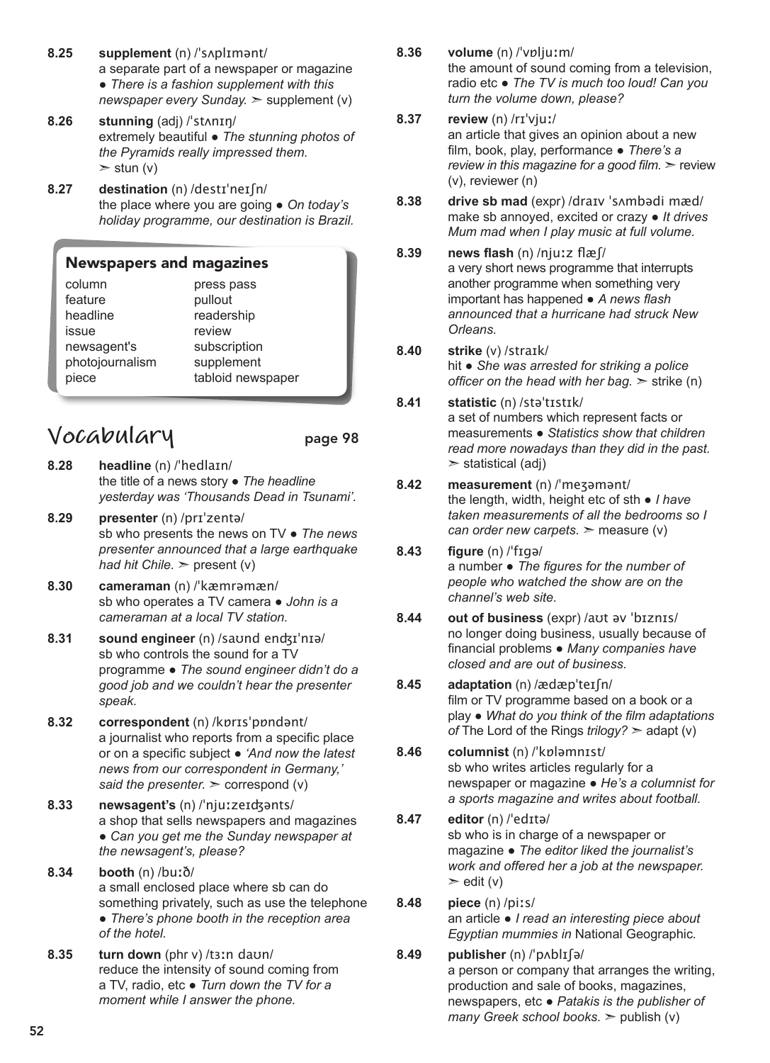**8.25** **supplement** (n) /ˈsʌplɪmənt/
a separate part of a newspaper or magazine ● *There is a fashion supplement with this newspaper every Sunday.* ➣ supplement (v)

**8.26** **stunning** (adj) /ˈstʌnɪŋ/
extremely beautiful ● *The stunning photos of the Pyramids really impressed them.* ➣ stun (v)

**8.27** **destination** (n) /destɪˈneɪʃn/
the place where you are going ● *On today's holiday programme, our destination is Brazil.*

### Newspapers and magazines

| | |
|---|---|
| column | press pass |
| feature | pullout |
| headline | readership |
| issue | review |
| newsagent's | subscription |
| photojournalism | supplement |
| piece | tabloid newspaper |

## Vocabulary page 98

**8.28** **headline** (n) /ˈhedlaɪn/
the title of a news story ● *The headline yesterday was 'Thousands Dead in Tsunami'.*

**8.29** **presenter** (n) /prɪˈzentə/
sb who presents the news on TV ● *The news presenter announced that a large earthquake had hit Chile.* ➣ present (v)

**8.30** **cameraman** (n) /ˈkæmrəmæn/
sb who operates a TV camera ● *John is a cameraman at a local TV station.*

**8.31** **sound engineer** (n) /saʊnd enʤɪˈnɪə/
sb who controls the sound for a TV programme ● *The sound engineer didn't do a good job and we couldn't hear the presenter speak.*

**8.32** **correspondent** (n) /kɒrɪsˈpɒndənt/
a journalist who reports from a specific place or on a specific subject ● *'And now the latest news from our correspondent in Germany,' said the presenter.* ➣ correspond (v)

**8.33** **newsagent's** (n) /ˈnjuːzeɪʤənts/
a shop that sells newspapers and magazines ● *Can you get me the Sunday newspaper at the newsagent's, please?*

**8.34** **booth** (n) /buːð/
a small enclosed place where sb can do something privately, such as use the telephone ● *There's phone booth in the reception area of the hotel.*

**8.35** **turn down** (phr v) /tɜːn daʊn/
reduce the intensity of sound coming from a TV, radio, etc ● *Turn down the TV for a moment while I answer the phone.*

**8.36** **volume** (n) /ˈvɒljuːm/
the amount of sound coming from a television, radio etc ● *The TV is much too loud! Can you turn the volume down, please?*

**8.37** **review** (n) /rɪˈvjuː/
an article that gives an opinion about a new film, book, play, performance ● *There's a review in this magazine for a good film.* ➣ review (v), reviewer (n)

**8.38** **drive sb mad** (expr) /draɪv ˈsʌmbədi mæd/
make sb annoyed, excited or crazy ● *It drives Mum mad when I play music at full volume.*

**8.39** **news flash** (n) /njuːz flæʃ/
a very short news programme that interrupts another programme when something very important has happened ● *A news flash announced that a hurricane had struck New Orleans.*

**8.40** **strike** (v) /straɪk/
hit ● *She was arrested for striking a police officer on the head with her bag.* ➣ strike (n)

**8.41** **statistic** (n) /stəˈtɪstɪk/
a set of numbers which represent facts or measurements ● *Statistics show that children read more nowadays than they did in the past.* ➣ statistical (adj)

**8.42** **measurement** (n) /ˈmeʒəmənt/
the length, width, height etc of sth ● *I have taken measurements of all the bedrooms so I can order new carpets.* ➣ measure (v)

**8.43** **figure** (n) /ˈfɪɡə/
a number ● *The figures for the number of people who watched the show are on the channel's web site.*

**8.44** **out of business** (expr) /aʊt əv ˈbɪznɪs/
no longer doing business, usually because of financial problems ● *Many companies have closed and are out of business.*

**8.45** **adaptation** (n) /ædæpˈteɪʃn/
film or TV programme based on a book or a play ● *What do you think of the film adaptations of* The Lord of the Rings *trilogy?* ➣ adapt (v)

**8.46** **columnist** (n) /ˈkɒləmnɪst/
sb who writes articles regularly for a newspaper or magazine ● *He's a columnist for a sports magazine and writes about football.*

**8.47** **editor** (n) /ˈedɪtə/
sb who is in charge of a newspaper or magazine ● *The editor liked the journalist's work and offered her a job at the newspaper.* ➣ edit (v)

**8.48** **piece** (n) /piːs/
an article ● *I read an interesting piece about Egyptian mummies in* National Geographic.

**8.49** **publisher** (n) /ˈpʌblɪʃə/
a person or company that arranges the writing, production and sale of books, magazines, newspapers, etc ● *Patakis is the publisher of many Greek school books.* ➣ publish (v)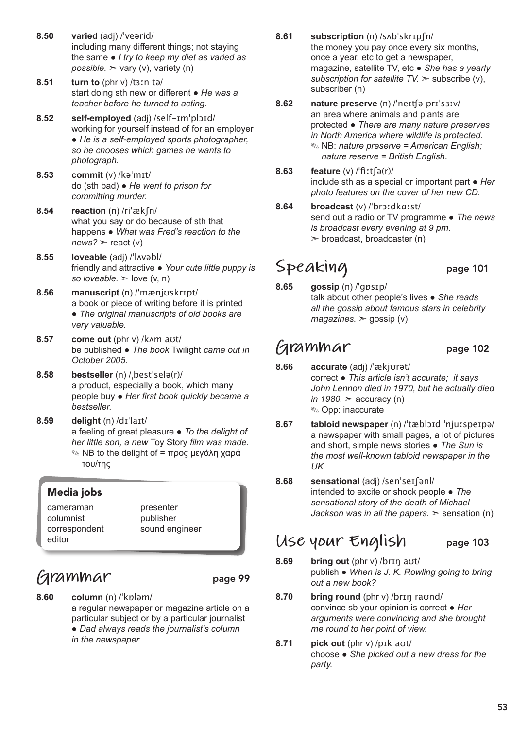**8.50** **varied** (adj) /ˈveərid/
including many different things; not staying the same ● *I try to keep my diet as varied as possible.* ➣ vary (v), variety (n)

**8.51** **turn to** (phr v) /tɜːn tə/
start doing sth new or different ● *He was a teacher before he turned to acting.*

**8.52** **self-employed** (adj) /self-ɪmˈplɔɪd/
working for yourself instead of for an employer ● *He is a self-employed sports photographer, so he chooses which games he wants to photograph.*

**8.53** **commit** (v) /kəˈmɪt/
do (sth bad) ● *He went to prison for committing murder.*

**8.54** **reaction** (n) /riˈækʃn/
what you say or do because of sth that happens ● *What was Fred's reaction to the news?* ➣ react (v)

**8.55** **loveable** (adj) /ˈlʌvəbl/
friendly and attractive ● *Your cute little puppy is so loveable.* ➣ love (v, n)

**8.56** **manuscript** (n) /ˈmænjʊskrɪpt/
a book or piece of writing before it is printed ● *The original manuscripts of old books are very valuable.*

**8.57** **come out** (phr v) /kʌm aʊt/
be published ● *The book* Twilight *came out in October 2005.*

**8.58** **bestseller** (n) /ˌbestˈselə(r)/
a product, especially a book, which many people buy ● *Her first book quickly became a bestseller.*

**8.59** **delight** (n) /dɪˈlaɪt/
a feeling of great pleasure ● *To the delight of her little son, a new* Toy Story *film was made.*
✎ NB to the delight of = προς μεγάλη χαρά του/της

### Media jobs

cameraman
columnist
correspondent
editor
presenter
publisher
sound engineer

## Grammar page 99

**8.60** **column** (n) /ˈkɒləm/
a regular newspaper or magazine article on a particular subject or by a particular journalist ● *Dad always reads the journalist's column in the newspaper.*

**8.61** **subscription** (n) /sʌbˈskrɪpʃn/
the money you pay once every six months, once a year, etc to get a newspaper, magazine, satellite TV, etc ● *She has a yearly subscription for satellite TV.* ➣ subscribe (v), subscriber (n)

**8.62** **nature preserve** (n) /ˈneɪtʃə prɪˈsɜːv/
an area where animals and plants are protected ● *There are many nature preserves in North America where wildlife is protected.*
✎ NB: *nature preserve = American English; nature reserve = British English*.

**8.63** **feature** (v) /ˈfiːtʃə(r)/
include sth as a special or important part ● *Her photo features on the cover of her new CD.*

**8.64** **broadcast** (v) /ˈbrɔːdkɑːst/
send out a radio or TV programme ● *The news is broadcast every evening at 9 pm.*
➣ broadcast, broadcaster (n)

## Speaking page 101

**8.65** **gossip** (n) /ˈɡɒsɪp/
talk about other people's lives ● *She reads all the gossip about famous stars in celebrity magazines.* ➣ gossip (v)

## Grammar page 102

**8.66** **accurate** (adj) /ˈækjʊrət/
correct ● *This article isn't accurate; it says John Lennon died in 1970, but he actually died in 1980.* ➣ accuracy (n)
✎ Opp: inaccurate

**8.67** **tabloid newspaper** (n) /ˈtæblɔɪd ˈnjuːspeɪpə/
a newspaper with small pages, a lot of pictures and short, simple news stories ● *The Sun is the most well-known tabloid newspaper in the UK.*

**8.68** **sensational** (adj) /senˈseɪʃənl/
intended to excite or shock people ● *The sensational story of the death of Michael Jackson was in all the papers.* ➣ sensation (n)

## Use your English page 103

**8.69** **bring out** (phr v) /brɪŋ aʊt/
publish ● *When is J. K. Rowling going to bring out a new book?*

**8.70** **bring round** (phr v) /brɪŋ raʊnd/
convince sb your opinion is correct ● *Her arguments were convincing and she brought me round to her point of view.*

**8.71** **pick out** (phr v) /pɪk aʊt/
choose ● *She picked out a new dress for the party.*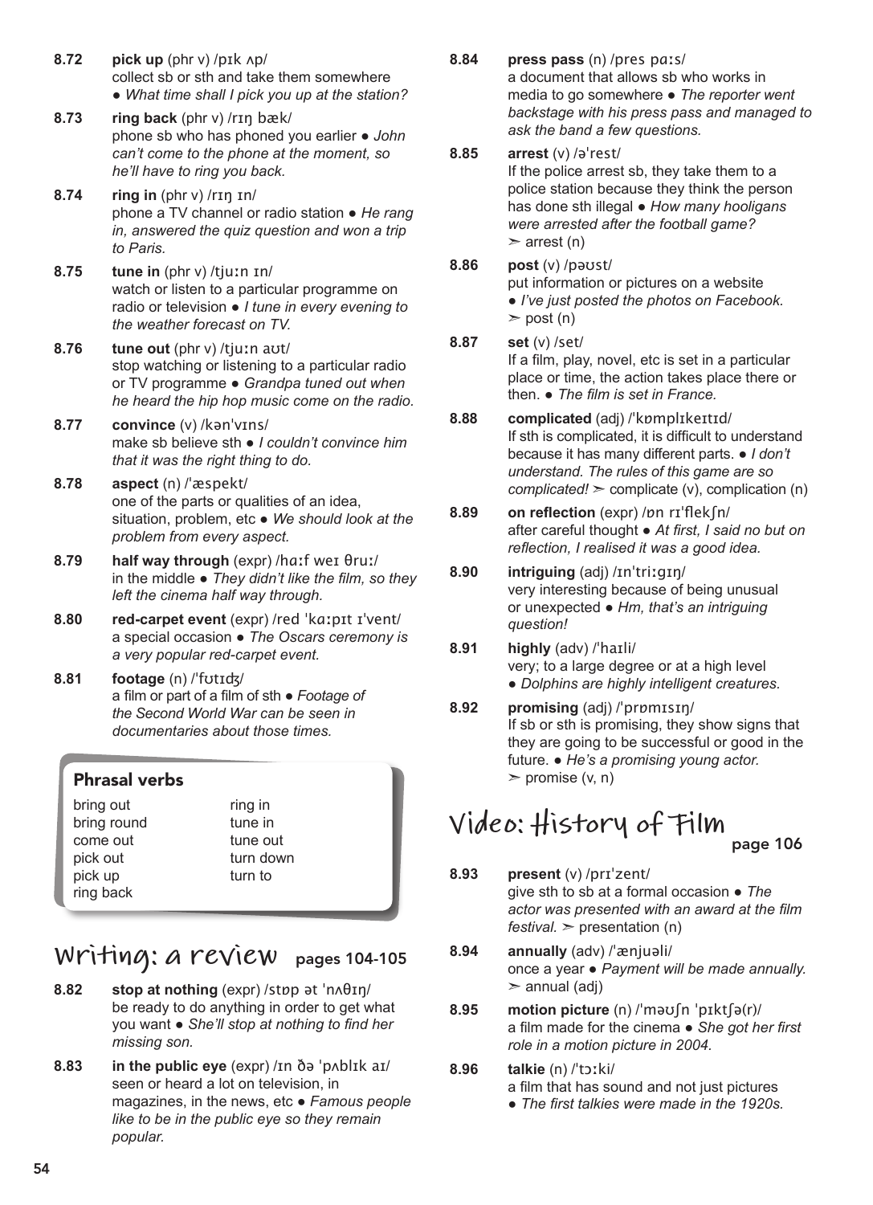**8.72** **pick up** (phr v) /pɪk ʌp/
collect sb or sth and take them somewhere ● *What time shall I pick you up at the station?*

**8.73** **ring back** (phr v) /rɪŋ bæk/
phone sb who has phoned you earlier ● *John can't come to the phone at the moment, so he'll have to ring you back.*

**8.74** **ring in** (phr v) /rɪŋ ɪn/
phone a TV channel or radio station ● *He rang in, answered the quiz question and won a trip to Paris.*

**8.75** **tune in** (phr v) /tjuːn ɪn/
watch or listen to a particular programme on radio or television ● *I tune in every evening to the weather forecast on TV.*

**8.76** **tune out** (phr v) /tjuːn aʊt/
stop watching or listening to a particular radio or TV programme ● *Grandpa tuned out when he heard the hip hop music come on the radio.*

**8.77** **convince** (v) /kən'vɪns/
make sb believe sth ● *I couldn't convince him that it was the right thing to do.*

**8.78** **aspect** (n) /'æspekt/
one of the parts or qualities of an idea, situation, problem, etc ● *We should look at the problem from every aspect.*

**8.79** **half way through** (expr) /hɑːf weɪ θruː/
in the middle ● *They didn't like the film, so they left the cinema half way through.*

**8.80** **red-carpet event** (expr) /red 'kɑːpɪt ɪ'vent/
a special occasion ● *The Oscars ceremony is a very popular red-carpet event.*

**8.81** **footage** (n) /'fʊtɪdʒ/
a film or part of a film of sth ● *Footage of the Second World War can be seen in documentaries about those times.*

### Phrasal verbs

| | |
|---|---|
| bring out | ring in |
| bring round | tune in |
| come out | tune out |
| pick out | turn down |
| pick up | turn to |
| ring back | |

## Writing: a review pages 104-105

**8.82** **stop at nothing** (expr) /stɒp ət 'nʌθɪŋ/
be ready to do anything in order to get what you want ● *She'll stop at nothing to find her missing son.*

**8.83** **in the public eye** (expr) /ɪn ðə 'pʌblɪk aɪ/
seen or heard a lot on television, in magazines, in the news, etc ● *Famous people like to be in the public eye so they remain popular.*

**8.84** **press pass** (n) /pres pɑːs/
a document that allows sb who works in media to go somewhere ● *The reporter went backstage with his press pass and managed to ask the band a few questions.*

**8.85** **arrest** (v) /ə'rest/
If the police arrest sb, they take them to a police station because they think the person has done sth illegal ● *How many hooligans were arrested after the football game?*
➣ arrest (n)

**8.86** **post** (v) /pəʊst/
put information or pictures on a website
● *I've just posted the photos on Facebook.*
➣ post (n)

**8.87** **set** (v) /set/
If a film, play, novel, etc is set in a particular place or time, the action takes place there or then. ● *The film is set in France.*

**8.88** **complicated** (adj) /'kɒmplɪkeɪtɪd/
If sth is complicated, it is difficult to understand because it has many different parts. ● *I don't understand. The rules of this game are so complicated!* ➣ complicate (v), complication (n)

**8.89** **on reflection** (expr) /ɒn rɪ'flekʃn/
after careful thought ● *At first, I said no but on reflection, I realised it was a good idea.*

**8.90** **intriguing** (adj) /ɪn'triːgɪŋ/
very interesting because of being unusual or unexpected ● *Hm, that's an intriguing question!*

**8.91** **highly** (adv) /'haɪli/
very; to a large degree or at a high level
● *Dolphins are highly intelligent creatures.*

**8.92** **promising** (adj) /'prɒmɪsɪŋ/
If sb or sth is promising, they show signs that they are going to be successful or good in the future. ● *He's a promising young actor.*
➣ promise (v, n)

## Video: History of Film page 106

**8.93** **present** (v) /prɪ'zent/
give sth to sb at a formal occasion ● *The actor was presented with an award at the film festival.* ➣ presentation (n)

**8.94** **annually** (adv) /'ænjuəli/
once a year ● *Payment will be made annually.*
➣ annual (adj)

**8.95** **motion picture** (n) /'məʊʃn 'pɪktʃə(r)/
a film made for the cinema ● *She got her first role in a motion picture in 2004.*

**8.96** **talkie** (n) /'tɔːki/
a film that has sound and not just pictures
● *The first talkies were made in the 1920s.*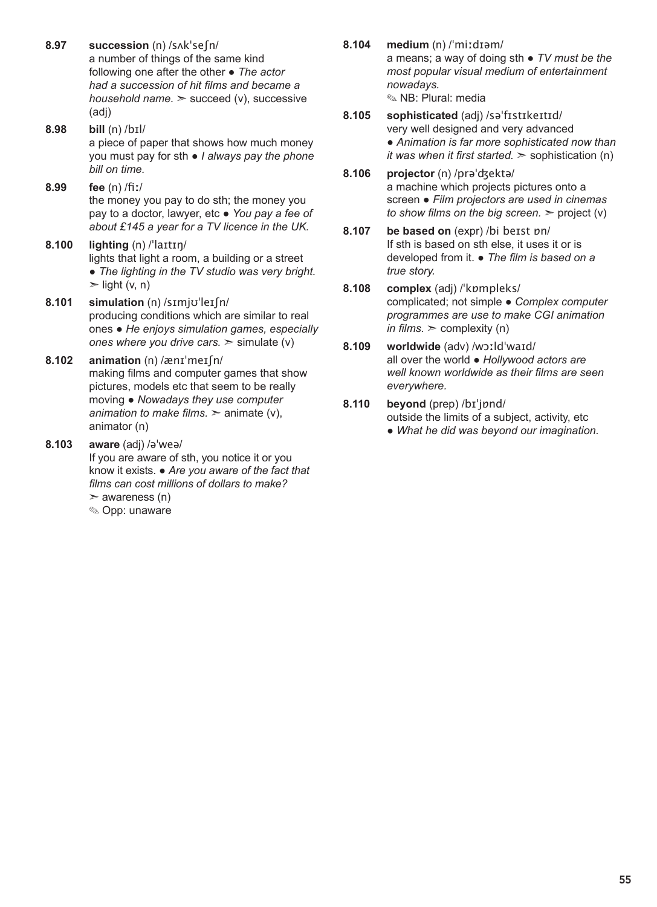**8.97** **succession** (n) /sʌkˈseʃn/
a number of things of the same kind following one after the other ● *The actor had a succession of hit films and became a household name.* ➢ succeed (v), successive (adj)

**8.98** **bill** (n) /bɪl/
a piece of paper that shows how much money you must pay for sth ● *I always pay the phone bill on time.*

**8.99** **fee** (n) /fiː/
the money you pay to do sth; the money you pay to a doctor, lawyer, etc ● *You pay a fee of about £145 a year for a TV licence in the UK.*

**8.100** **lighting** (n) /ˈlaɪtɪŋ/
lights that light a room, a building or a street ● *The lighting in the TV studio was very bright.* ➢ light (v, n)

**8.101** **simulation** (n) /sɪmjʊˈleɪʃn/
producing conditions which are similar to real ones ● *He enjoys simulation games, especially ones where you drive cars.* ➢ simulate (v)

**8.102** **animation** (n) /ænɪˈmeɪʃn/
making films and computer games that show pictures, models etc that seem to be really moving ● *Nowadays they use computer animation to make films.* ➢ animate (v), animator (n)

**8.103** **aware** (adj) /əˈweə/
If you are aware of sth, you notice it or you know it exists. ● *Are you aware of the fact that films can cost millions of dollars to make?*
➢ awareness (n)
✎ Opp: unaware

**8.104** **medium** (n) /ˈmiːdɪəm/
a means; a way of doing sth ● *TV must be the most popular visual medium of entertainment nowadays.*
✎ NB: Plural: media

**8.105** **sophisticated** (adj) /səˈfɪstɪkeɪtɪd/
very well designed and very advanced ● *Animation is far more sophisticated now than it was when it first started.* ➢ sophistication (n)

**8.106** **projector** (n) /prəˈdʒektə/
a machine which projects pictures onto a screen ● *Film projectors are used in cinemas to show films on the big screen.* ➢ project (v)

**8.107** **be based on** (expr) /bi beɪst ɒn/
If sth is based on sth else, it uses it or is developed from it. ● *The film is based on a true story.*

**8.108** **complex** (adj) /ˈkɒmpleks/
complicated; not simple ● *Complex computer programmes are use to make CGI animation in films.* ➢ complexity (n)

**8.109** **worldwide** (adv) /wɔːldˈwaɪd/
all over the world ● *Hollywood actors are well known worldwide as their films are seen everywhere.*

**8.110** **beyond** (prep) /bɪˈjɒnd/
outside the limits of a subject, activity, etc ● *What he did was beyond our imagination.*